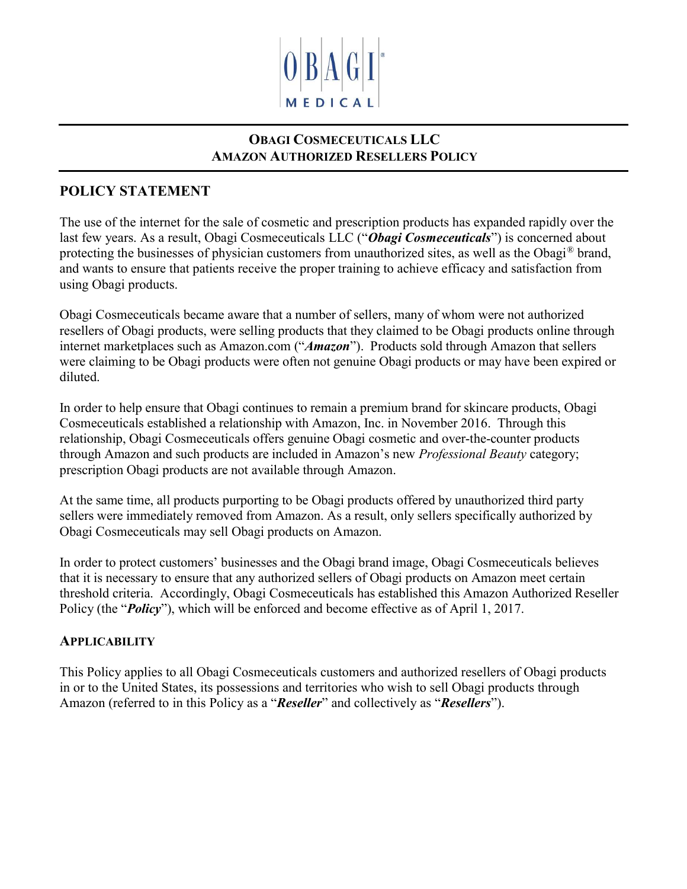OBAGI MEDICAL

## OBAGI COSMECEUTICALS LLC
## AMAZON AUTHORIZED RESELLERS POLICY

## POLICY STATEMENT

The use of the internet for the sale of cosmetic and prescription products has expanded rapidly over the last few years. As a result, Obagi Cosmeceuticals LLC ("***Obagi Cosmeceuticals***") is concerned about protecting the businesses of physician customers from unauthorized sites, as well as the Obagi® brand, and wants to ensure that patients receive the proper training to achieve efficacy and satisfaction from using Obagi products.

Obagi Cosmeceuticals became aware that a number of sellers, many of whom were not authorized resellers of Obagi products, were selling products that they claimed to be Obagi products online through internet marketplaces such as Amazon.com ("***Amazon***"). Products sold through Amazon that sellers were claiming to be Obagi products were often not genuine Obagi products or may have been expired or diluted.

In order to help ensure that Obagi continues to remain a premium brand for skincare products, Obagi Cosmeceuticals established a relationship with Amazon, Inc. in November 2016. Through this relationship, Obagi Cosmeceuticals offers genuine Obagi cosmetic and over-the-counter products through Amazon and such products are included in Amazon's new *Professional Beauty* category; prescription Obagi products are not available through Amazon.

At the same time, all products purporting to be Obagi products offered by unauthorized third party sellers were immediately removed from Amazon. As a result, only sellers specifically authorized by Obagi Cosmeceuticals may sell Obagi products on Amazon.

In order to protect customers' businesses and the Obagi brand image, Obagi Cosmeceuticals believes that it is necessary to ensure that any authorized sellers of Obagi products on Amazon meet certain threshold criteria. Accordingly, Obagi Cosmeceuticals has established this Amazon Authorized Reseller Policy (the "***Policy***"), which will be enforced and become effective as of April 1, 2017.

### APPLICABILITY

This Policy applies to all Obagi Cosmeceuticals customers and authorized resellers of Obagi products in or to the United States, its possessions and territories who wish to sell Obagi products through Amazon (referred to in this Policy as a "***Reseller***" and collectively as "***Resellers***").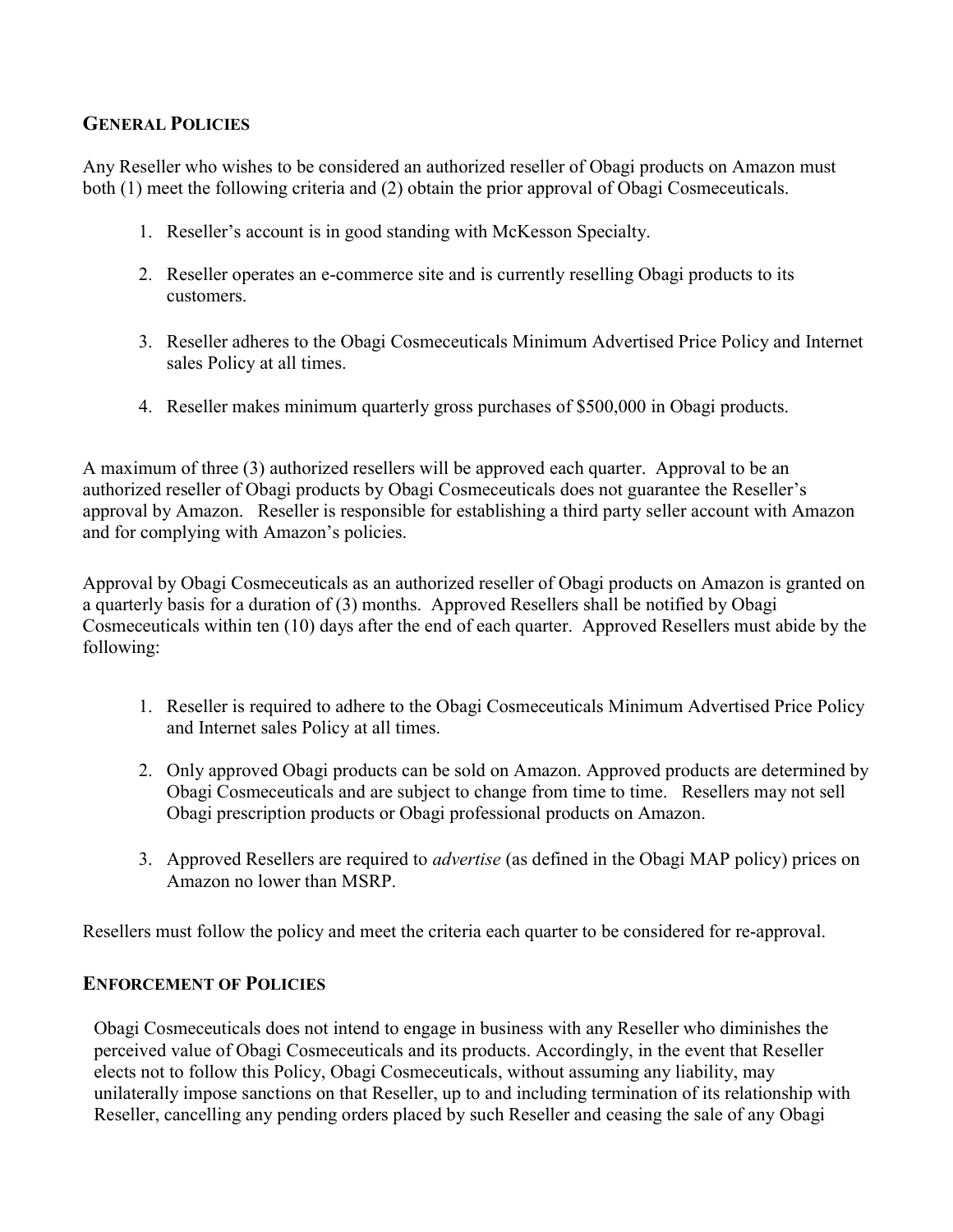## General Policies

Any Reseller who wishes to be considered an authorized reseller of Obagi products on Amazon must both (1) meet the following criteria and (2) obtain the prior approval of Obagi Cosmeceuticals.

1. Reseller's account is in good standing with McKesson Specialty.

2. Reseller operates an e-commerce site and is currently reselling Obagi products to its customers.

3. Reseller adheres to the Obagi Cosmeceuticals Minimum Advertised Price Policy and Internet sales Policy at all times.

4. Reseller makes minimum quarterly gross purchases of $500,000 in Obagi products.

A maximum of three (3) authorized resellers will be approved each quarter. Approval to be an authorized reseller of Obagi products by Obagi Cosmeceuticals does not guarantee the Reseller's approval by Amazon. Reseller is responsible for establishing a third party seller account with Amazon and for complying with Amazon's policies.

Approval by Obagi Cosmeceuticals as an authorized reseller of Obagi products on Amazon is granted on a quarterly basis for a duration of (3) months. Approved Resellers shall be notified by Obagi Cosmeceuticals within ten (10) days after the end of each quarter. Approved Resellers must abide by the following:

1. Reseller is required to adhere to the Obagi Cosmeceuticals Minimum Advertised Price Policy and Internet sales Policy at all times.

2. Only approved Obagi products can be sold on Amazon. Approved products are determined by Obagi Cosmeceuticals and are subject to change from time to time. Resellers may not sell Obagi prescription products or Obagi professional products on Amazon.

3. Approved Resellers are required to *advertise* (as defined in the Obagi MAP policy) prices on Amazon no lower than MSRP.

Resellers must follow the policy and meet the criteria each quarter to be considered for re-approval.

## Enforcement of Policies

Obagi Cosmeceuticals does not intend to engage in business with any Reseller who diminishes the perceived value of Obagi Cosmeceuticals and its products. Accordingly, in the event that Reseller elects not to follow this Policy, Obagi Cosmeceuticals, without assuming any liability, may unilaterally impose sanctions on that Reseller, up to and including termination of its relationship with Reseller, cancelling any pending orders placed by such Reseller and ceasing the sale of any Obagi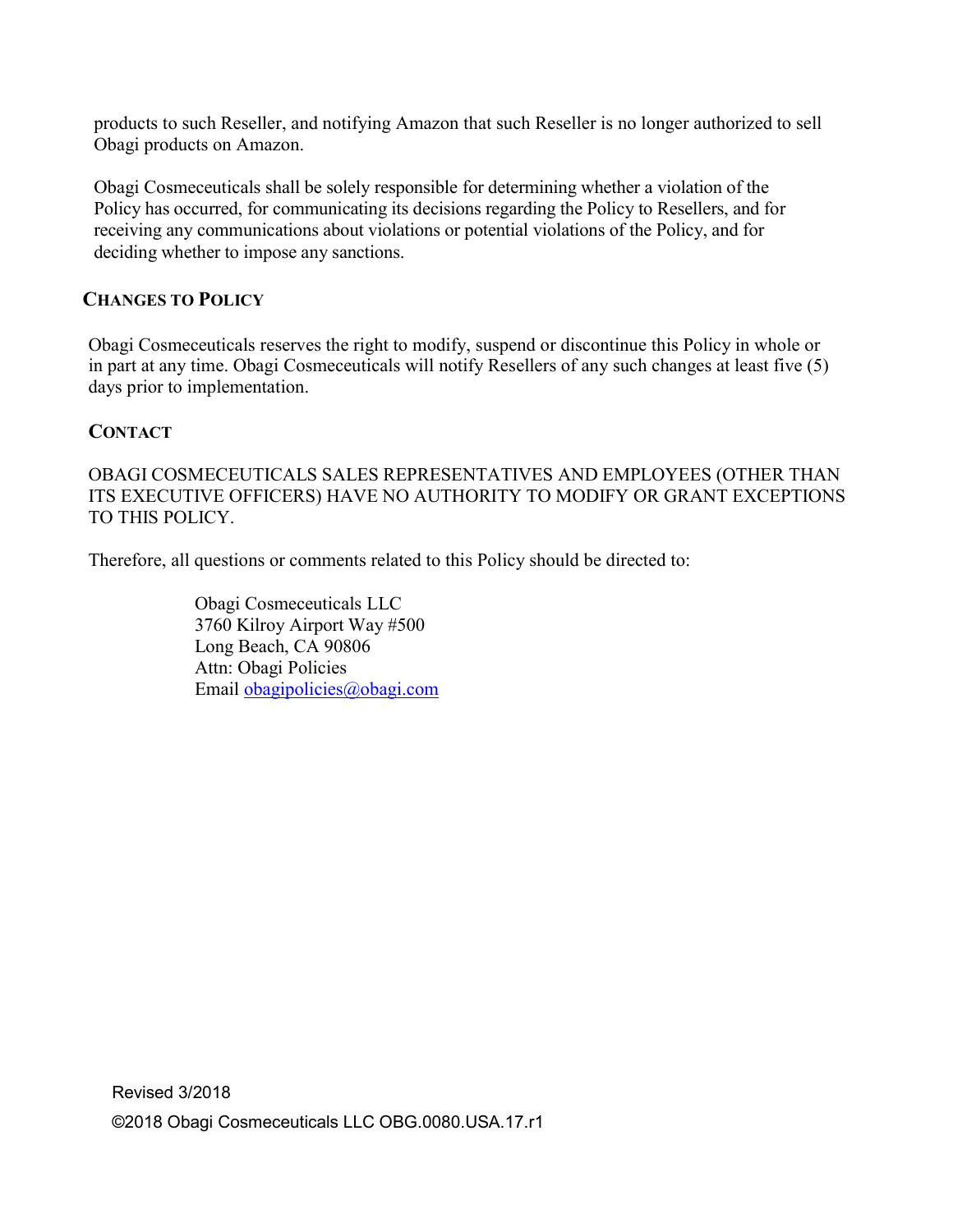products to such Reseller, and notifying Amazon that such Reseller is no longer authorized to sell Obagi products on Amazon.

Obagi Cosmeceuticals shall be solely responsible for determining whether a violation of the Policy has occurred, for communicating its decisions regarding the Policy to Resellers, and for receiving any communications about violations or potential violations of the Policy, and for deciding whether to impose any sanctions.

## CHANGES TO POLICY

Obagi Cosmeceuticals reserves the right to modify, suspend or discontinue this Policy in whole or in part at any time. Obagi Cosmeceuticals will notify Resellers of any such changes at least five (5) days prior to implementation.

## CONTACT

OBAGI COSMECEUTICALS SALES REPRESENTATIVES AND EMPLOYEES (OTHER THAN ITS EXECUTIVE OFFICERS) HAVE NO AUTHORITY TO MODIFY OR GRANT EXCEPTIONS TO THIS POLICY.

Therefore, all questions or comments related to this Policy should be directed to:

Obagi Cosmeceuticals LLC
3760 Kilroy Airport Way #500
Long Beach, CA 90806
Attn: Obagi Policies
Email obagipolicies@obagi.com

Revised 3/2018

©2018 Obagi Cosmeceuticals LLC OBG.0080.USA.17.r1